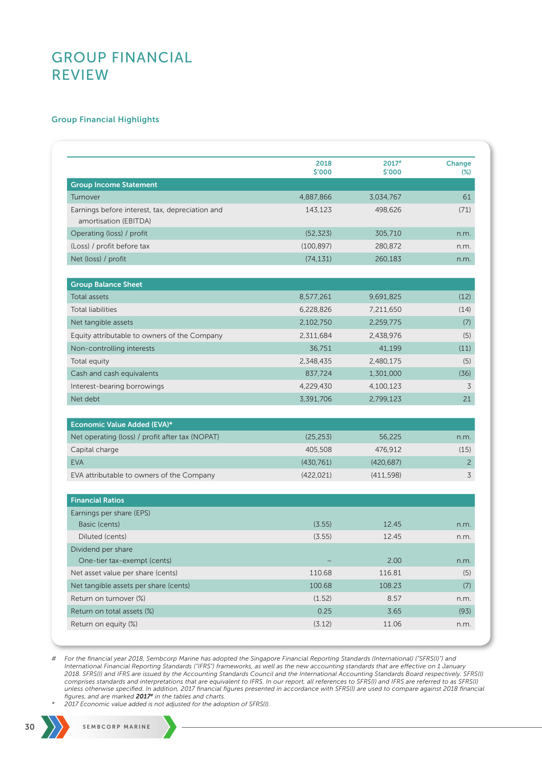# GROUP FINANCIAL REVIEW

## Group Financial Highlights

| | 2018 $'000 | 2017# $'000 | Change (%) |
|---|---|---|---|
| **Group Income Statement** | | | |
| Turnover | 4,887,866 | 3,034,767 | 61 |
| Earnings before interest, tax, depreciation and amortisation (EBITDA) | 143,123 | 498,626 | (71) |
| Operating (loss) / profit | (52,323) | 305,710 | n.m. |
| (Loss) / profit before tax | (100,897) | 280,872 | n.m. |
| Net (loss) / profit | (74,131) | 260,183 | n.m. |
| **Group Balance Sheet** | | | |
| Total assets | 8,577,261 | 9,691,825 | (12) |
| Total liabilities | 6,228,826 | 7,211,650 | (14) |
| Net tangible assets | 2,102,750 | 2,259,775 | (7) |
| Equity attributable to owners of the Company | 2,311,684 | 2,438,976 | (5) |
| Non-controlling interests | 36,751 | 41,199 | (11) |
| Total equity | 2,348,435 | 2,480,175 | (5) |
| Cash and cash equivalents | 837,724 | 1,301,000 | (36) |
| Interest-bearing borrowings | 4,229,430 | 4,100,123 | 3 |
| Net debt | 3,391,706 | 2,799,123 | 21 |
| **Economic Value Added (EVA)*** | | | |
| Net operating (loss) / profit after tax (NOPAT) | (25,253) | 56,225 | n.m. |
| Capital charge | 405,508 | 476,912 | (15) |
| EVA | (430,761) | (420,687) | 2 |
| EVA attributable to owners of the Company | (422,021) | (411,598) | 3 |
| **Financial Ratios** | | | |
| Earnings per share (EPS) | | | |
| Basic (cents) | (3.55) | 12.45 | n.m. |
| Diluted (cents) | (3.55) | 12.45 | n.m. |
| Dividend per share | | | |
| One-tier tax-exempt (cents) | – | 2.00 | n.m. |
| Net asset value per share (cents) | 110.68 | 116.81 | (5) |
| Net tangible assets per share (cents) | 100.68 | 108.23 | (7) |
| Return on turnover (%) | (1.52) | 8.57 | n.m. |
| Return on total assets (%) | 0.25 | 3.65 | (93) |
| Return on equity (%) | (3.12) | 11.06 | n.m. |

# *For the financial year 2018, Sembcorp Marine has adopted the Singapore Financial Reporting Standards (International) ("SFRS(I)") and International Financial Reporting Standards ("IFRS") frameworks, as well as the new accounting standards that are effective on 1 January 2018. SFRS(I) and IFRS are issued by the Accounting Standards Council and the International Accounting Standards Board respectively. SFRS(I) comprises standards and interpretations that are equivalent to IFRS. In our report, all references to SFRS(I) and IFRS are referred to as SFRS(I) unless otherwise specified. In addition, 2017 financial figures presented in accordance with SFRS(I) are used to compare against 2018 financial figures, and are marked **2017#** in the tables and charts.*

\* *2017 Economic value added is not adjusted for the adoption of SFRS(I).*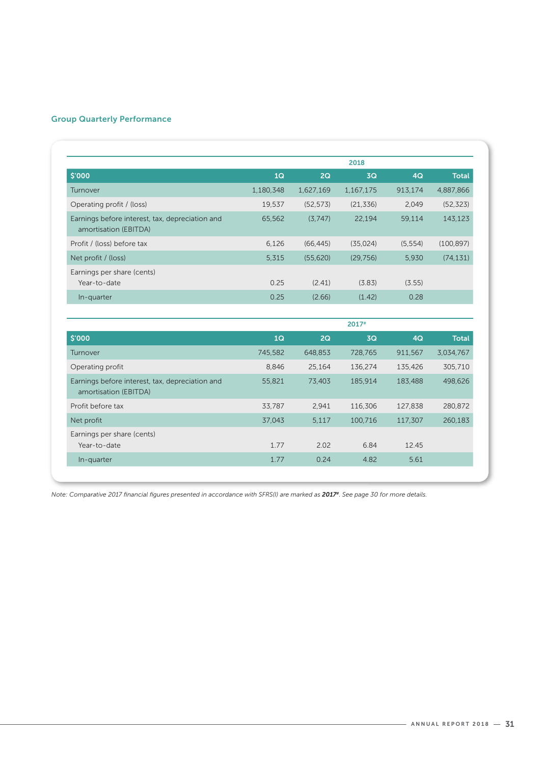## Group Quarterly Performance

| | 2018 | | | | |
|---|---|---|---|---|---|
| **$'000** | **1Q** | **2Q** | **3Q** | **4Q** | **Total** |
| Turnover | 1,180,348 | 1,627,169 | 1,167,175 | 913,174 | 4,887,866 |
| Operating profit / (loss) | 19,537 | (52,573) | (21,336) | 2,049 | (52,323) |
| Earnings before interest, tax, depreciation and amortisation (EBITDA) | 65,562 | (3,747) | 22,194 | 59,114 | 143,123 |
| Profit / (loss) before tax | 6,126 | (66,445) | (35,024) | (5,554) | (100,897) |
| Net profit / (loss) | 5,315 | (55,620) | (29,756) | 5,930 | (74,131) |
| Earnings per share (cents) | | | | | |
| Year-to-date | 0.25 | (2.41) | (3.83) | (3.55) | |
| In-quarter | 0.25 | (2.66) | (1.42) | 0.28 | |

| | 2017# | | | | |
|---|---|---|---|---|---|
| **$'000** | **1Q** | **2Q** | **3Q** | **4Q** | **Total** |
| Turnover | 745,582 | 648,853 | 728,765 | 911,567 | 3,034,767 |
| Operating profit | 8,846 | 25,164 | 136,274 | 135,426 | 305,710 |
| Earnings before interest, tax, depreciation and amortisation (EBITDA) | 55,821 | 73,403 | 185,914 | 183,488 | 498,626 |
| Profit before tax | 33,787 | 2,941 | 116,306 | 127,838 | 280,872 |
| Net profit | 37,043 | 5,117 | 100,716 | 117,307 | 260,183 |
| Earnings per share (cents) | | | | | |
| Year-to-date | 1.77 | 2.02 | 6.84 | 12.45 | |
| In-quarter | 1.77 | 0.24 | 4.82 | 5.61 | |

*Note: Comparative 2017 financial figures presented in accordance with SFRS(I) are marked as **2017#**. See page 30 for more details.*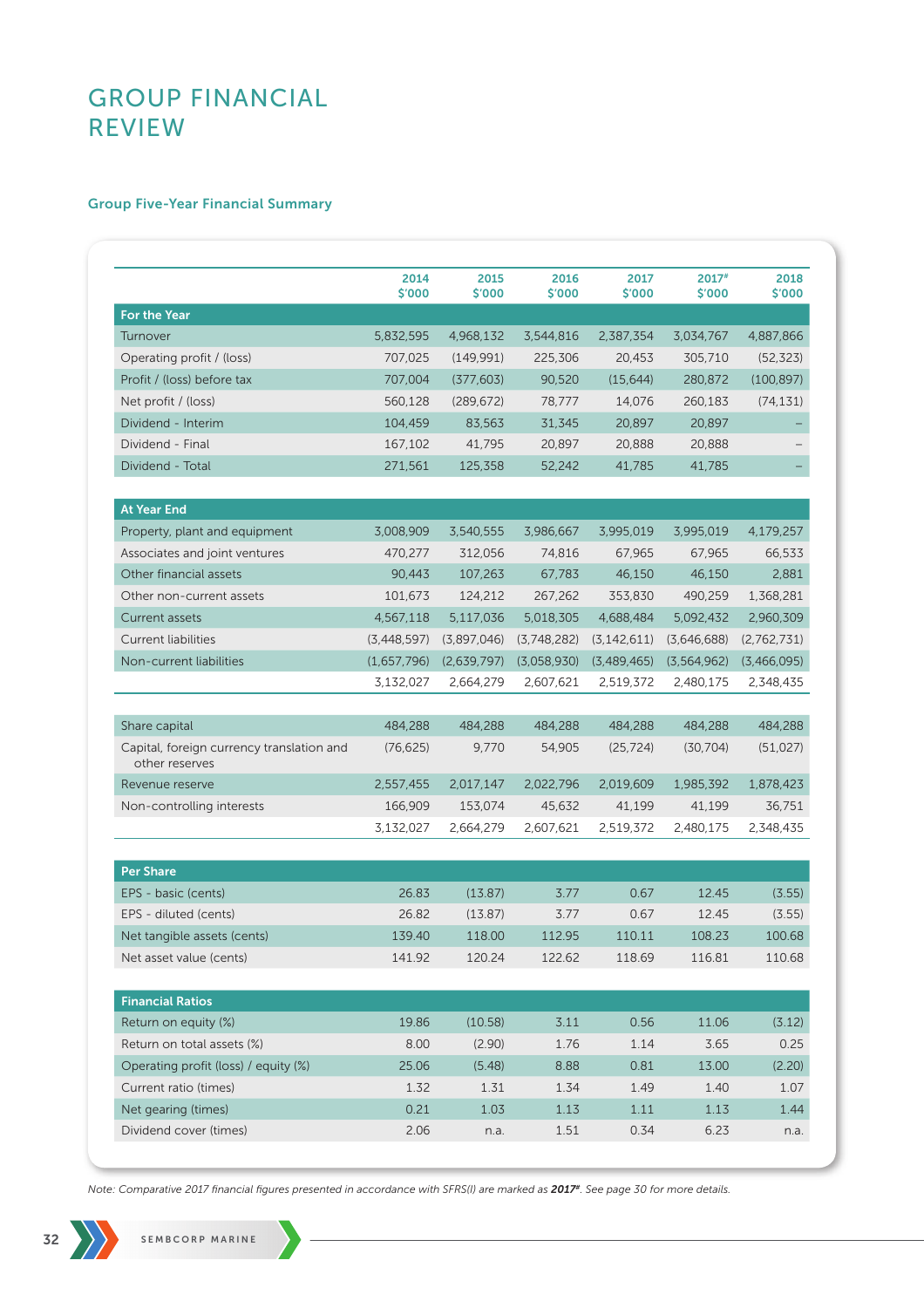# GROUP FINANCIAL REVIEW

## Group Five-Year Financial Summary

| | 2014 $'000 | 2015 $'000 | 2016 $'000 | 2017 $'000 | 2017# $'000 | 2018 $'000 |
|---|---|---|---|---|---|---|
| **For the Year** | | | | | | |
| Turnover | 5,832,595 | 4,968,132 | 3,544,816 | 2,387,354 | 3,034,767 | 4,887,866 |
| Operating profit / (loss) | 707,025 | (149,991) | 225,306 | 20,453 | 305,710 | (52,323) |
| Profit / (loss) before tax | 707,004 | (377,603) | 90,520 | (15,644) | 280,872 | (100,897) |
| Net profit / (loss) | 560,128 | (289,672) | 78,777 | 14,076 | 260,183 | (74,131) |
| Dividend - Interim | 104,459 | 83,563 | 31,345 | 20,897 | 20,897 | – |
| Dividend - Final | 167,102 | 41,795 | 20,897 | 20,888 | 20,888 | – |
| Dividend - Total | 271,561 | 125,358 | 52,242 | 41,785 | 41,785 | – |
| **At Year End** | | | | | | |
| Property, plant and equipment | 3,008,909 | 3,540,555 | 3,986,667 | 3,995,019 | 3,995,019 | 4,179,257 |
| Associates and joint ventures | 470,277 | 312,056 | 74,816 | 67,965 | 67,965 | 66,533 |
| Other financial assets | 90,443 | 107,263 | 67,783 | 46,150 | 46,150 | 2,881 |
| Other non-current assets | 101,673 | 124,212 | 267,262 | 353,830 | 490,259 | 1,368,281 |
| Current assets | 4,567,118 | 5,117,036 | 5,018,305 | 4,688,484 | 5,092,432 | 2,960,309 |
| Current liabilities | (3,448,597) | (3,897,046) | (3,748,282) | (3,142,611) | (3,646,688) | (2,762,731) |
| Non-current liabilities | (1,657,796) | (2,639,797) | (3,058,930) | (3,489,465) | (3,564,962) | (3,466,095) |
| | 3,132,027 | 2,664,279 | 2,607,621 | 2,519,372 | 2,480,175 | 2,348,435 |
| Share capital | 484,288 | 484,288 | 484,288 | 484,288 | 484,288 | 484,288 |
| Capital, foreign currency translation and other reserves | (76,625) | 9,770 | 54,905 | (25,724) | (30,704) | (51,027) |
| Revenue reserve | 2,557,455 | 2,017,147 | 2,022,796 | 2,019,609 | 1,985,392 | 1,878,423 |
| Non-controlling interests | 166,909 | 153,074 | 45,632 | 41,199 | 41,199 | 36,751 |
| | 3,132,027 | 2,664,279 | 2,607,621 | 2,519,372 | 2,480,175 | 2,348,435 |
| **Per Share** | | | | | | |
| EPS - basic (cents) | 26.83 | (13.87) | 3.77 | 0.67 | 12.45 | (3.55) |
| EPS - diluted (cents) | 26.82 | (13.87) | 3.77 | 0.67 | 12.45 | (3.55) |
| Net tangible assets (cents) | 139.40 | 118.00 | 112.95 | 110.11 | 108.23 | 100.68 |
| Net asset value (cents) | 141.92 | 120.24 | 122.62 | 118.69 | 116.81 | 110.68 |
| **Financial Ratios** | | | | | | |
| Return on equity (%) | 19.86 | (10.58) | 3.11 | 0.56 | 11.06 | (3.12) |
| Return on total assets (%) | 8.00 | (2.90) | 1.76 | 1.14 | 3.65 | 0.25 |
| Operating profit (loss) / equity (%) | 25.06 | (5.48) | 8.88 | 0.81 | 13.00 | (2.20) |
| Current ratio (times) | 1.32 | 1.31 | 1.34 | 1.49 | 1.40 | 1.07 |
| Net gearing (times) | 0.21 | 1.03 | 1.13 | 1.11 | 1.13 | 1.44 |
| Dividend cover (times) | 2.06 | n.a. | 1.51 | 0.34 | 6.23 | n.a. |

*Note: Comparative 2017 financial figures presented in accordance with SFRS(I) are marked as **2017#**. See page 30 for more details.*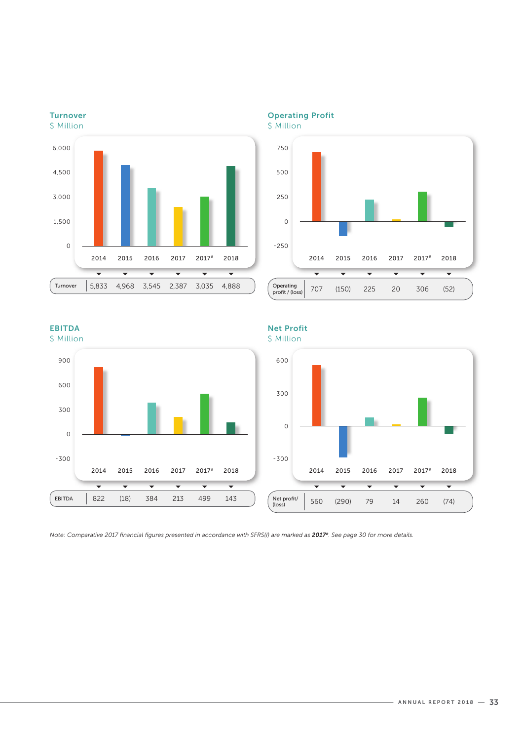## Turnover

$ Million

| | 2014 | 2015 | 2016 | 2017 | 2017# | 2018 |
|---|---|---|---|---|---|---|
| Turnover | 5,833 | 4,968 | 3,545 | 2,387 | 3,035 | 4,888 |

## Operating Profit

$ Million

| | 2014 | 2015 | 2016 | 2017 | 2017# | 2018 |
|---|---|---|---|---|---|---|
| Operating profit / (loss) | 707 | (150) | 225 | 20 | 306 | (52) |

## EBITDA

$ Million

| | 2014 | 2015 | 2016 | 2017 | 2017# | 2018 |
|---|---|---|---|---|---|---|
| EBITDA | 822 | (18) | 384 | 213 | 499 | 143 |

## Net Profit

$ Million

| | 2014 | 2015 | 2016 | 2017 | 2017# | 2018 |
|---|---|---|---|---|---|---|
| Net profit/ (loss) | 560 | (290) | 79 | 14 | 260 | (74) |

*Note: Comparative 2017 financial figures presented in accordance with SFRS(I) are marked as **2017#**. See page 30 for more details.*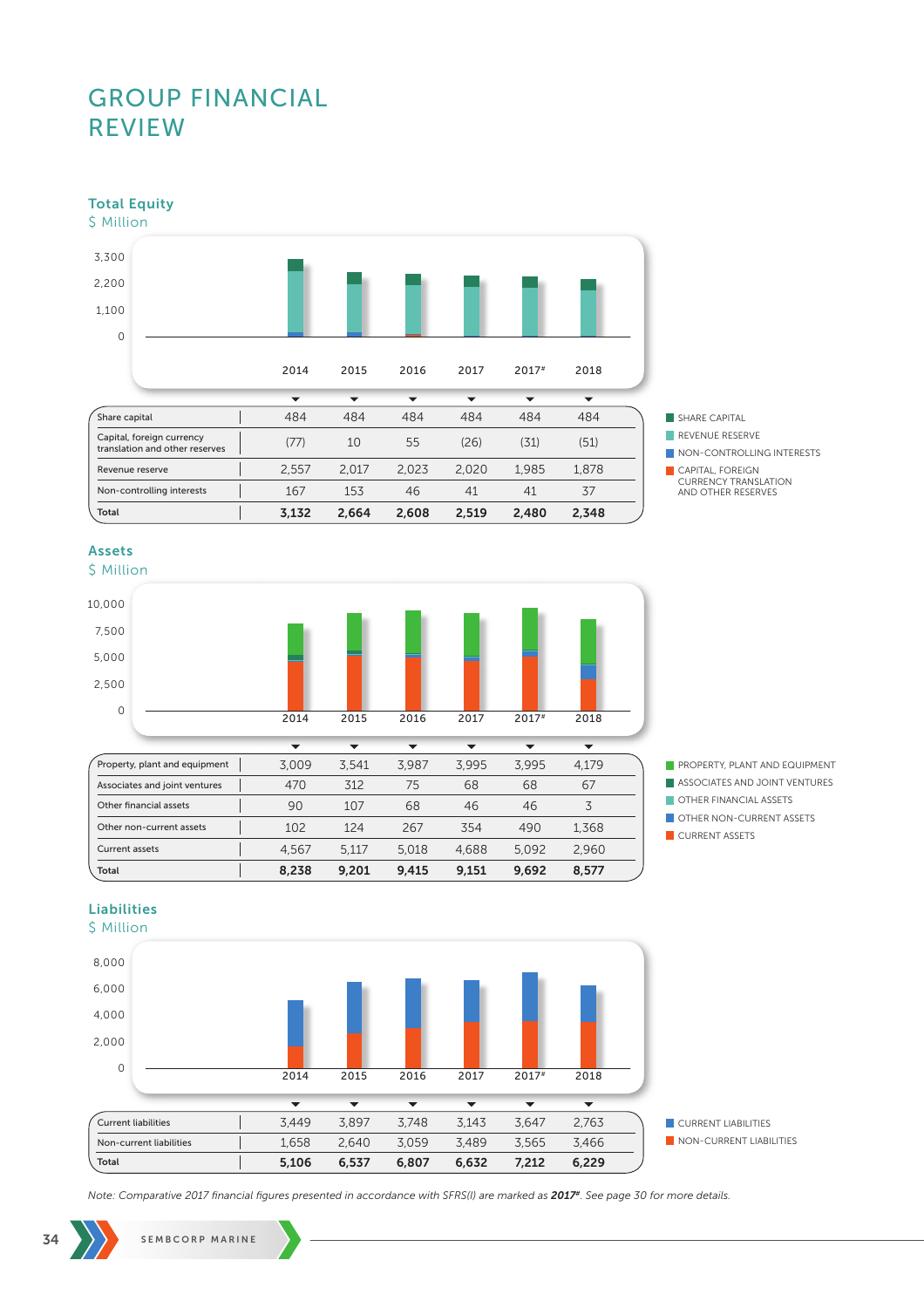# GROUP FINANCIAL REVIEW

### Total Equity
$ Million

| | 2014 | 2015 | 2016 | 2017 | 2017# | 2018 |
|---|---|---|---|---|---|---|
| Share capital | 484 | 484 | 484 | 484 | 484 | 484 |
| Capital, foreign currency translation and other reserves | (77) | 10 | 55 | (26) | (31) | (51) |
| Revenue reserve | 2,557 | 2,017 | 2,023 | 2,020 | 1,985 | 1,878 |
| Non-controlling interests | 167 | 153 | 46 | 41 | 41 | 37 |
| **Total** | **3,132** | **2,664** | **2,608** | **2,519** | **2,480** | **2,348** |

SHARE CAPITAL
REVENUE RESERVE
NON-CONTROLLING INTERESTS
CAPITAL, FOREIGN CURRENCY TRANSLATION AND OTHER RESERVES

### Assets
$ Million

| | 2014 | 2015 | 2016 | 2017 | 2017# | 2018 |
|---|---|---|---|---|---|---|
| Property, plant and equipment | 3,009 | 3,541 | 3,987 | 3,995 | 3,995 | 4,179 |
| Associates and joint ventures | 470 | 312 | 75 | 68 | 68 | 67 |
| Other financial assets | 90 | 107 | 68 | 46 | 46 | 3 |
| Other non-current assets | 102 | 124 | 267 | 354 | 490 | 1,368 |
| Current assets | 4,567 | 5,117 | 5,018 | 4,688 | 5,092 | 2,960 |
| **Total** | **8,238** | **9,201** | **9,415** | **9,151** | **9,692** | **8,577** |

PROPERTY, PLANT AND EQUIPMENT
ASSOCIATES AND JOINT VENTURES
OTHER FINANCIAL ASSETS
OTHER NON-CURRENT ASSETS
CURRENT ASSETS

### Liabilities
$ Million

| | 2014 | 2015 | 2016 | 2017 | 2017# | 2018 |
|---|---|---|---|---|---|---|
| Current liabilities | 3,449 | 3,897 | 3,748 | 3,143 | 3,647 | 2,763 |
| Non-current liabilities | 1,658 | 2,640 | 3,059 | 3,489 | 3,565 | 3,466 |
| **Total** | **5,106** | **6,537** | **6,807** | **6,632** | **7,212** | **6,229** |

CURRENT LIABILITIES
NON-CURRENT LIABILITIES

*Note: Comparative 2017 financial figures presented in accordance with SFRS(I) are marked as **2017#**. See page 30 for more details.*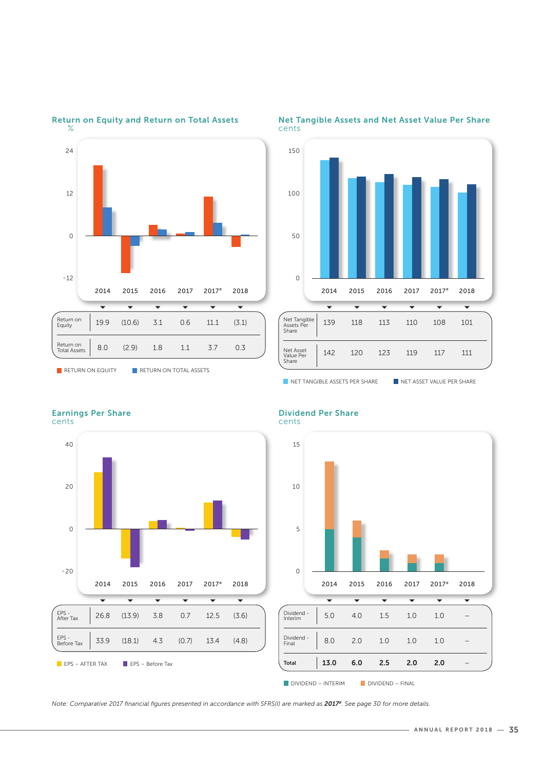## Return on Equity and Return on Total Assets

%

| | 2014 | 2015 | 2016 | 2017 | 2017# | 2018 |
|---|---|---|---|---|---|---|
| Return on Equity | 19.9 | (10.6) | 3.1 | 0.6 | 11.1 | (3.1) |
| Return on Total Assets | 8.0 | (2.9) | 1.8 | 1.1 | 3.7 | 0.3 |

RETURN ON EQUITY · RETURN ON TOTAL ASSETS

## Net Tangible Assets and Net Asset Value Per Share

cents

| | 2014 | 2015 | 2016 | 2017 | 2017# | 2018 |
|---|---|---|---|---|---|---|
| Net Tangible Assets Per Share | 139 | 118 | 113 | 110 | 108 | 101 |
| Net Asset Value Per Share | 142 | 120 | 123 | 119 | 117 | 111 |

NET TANGIBLE ASSETS PER SHARE · NET ASSET VALUE PER SHARE

## Earnings Per Share

cents

| | 2014 | 2015 | 2016 | 2017 | 2017# | 2018 |
|---|---|---|---|---|---|---|
| EPS - After Tax | 26.8 | (13.9) | 3.8 | 0.7 | 12.5 | (3.6) |
| EPS - Before Tax | 33.9 | (18.1) | 4.3 | (0.7) | 13.4 | (4.8) |

EPS – AFTER TAX · EPS – Before Tax

## Dividend Per Share

cents

| | 2014 | 2015 | 2016 | 2017 | 2017# | 2018 |
|---|---|---|---|---|---|---|
| Dividend - Interim | 5.0 | 4.0 | 1.5 | 1.0 | 1.0 | – |
| Dividend - Final | 8.0 | 2.0 | 1.0 | 1.0 | 1.0 | – |
| **Total** | **13.0** | **6.0** | **2.5** | **2.0** | **2.0** | – |

DIVIDEND – INTERIM · DIVIDEND – FINAL

*Note: Comparative 2017 financial figures presented in accordance with SFRS(I) are marked as **2017#**. See page 30 for more details.*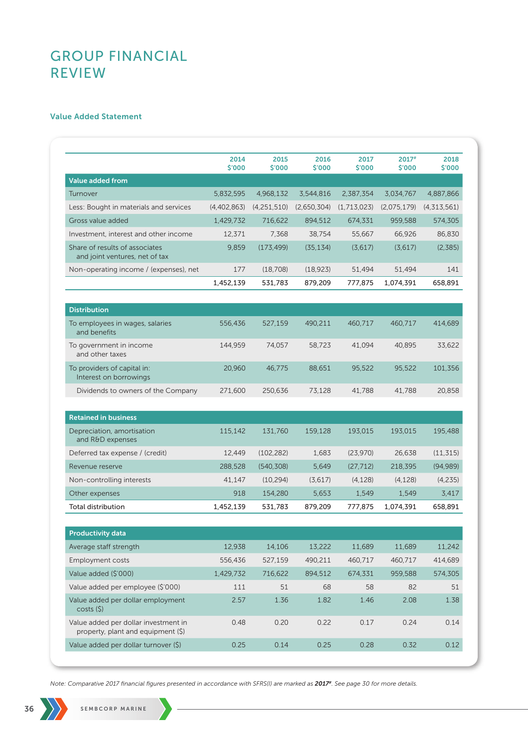# GROUP FINANCIAL REVIEW

## Value Added Statement

| | 2014 $'000 | 2015 $'000 | 2016 $'000 | 2017 $'000 | 2017# $'000 | 2018 $'000 |
|---|---|---|---|---|---|---|
| **Value added from** | | | | | | |
| Turnover | 5,832,595 | 4,968,132 | 3,544,816 | 2,387,354 | 3,034,767 | 4,887,866 |
| Less: Bought in materials and services | (4,402,863) | (4,251,510) | (2,650,304) | (1,713,023) | (2,075,179) | (4,313,561) |
| Gross value added | 1,429,732 | 716,622 | 894,512 | 674,331 | 959,588 | 574,305 |
| Investment, interest and other income | 12,371 | 7,368 | 38,754 | 55,667 | 66,926 | 86,830 |
| Share of results of associates and joint ventures, net of tax | 9,859 | (173,499) | (35,134) | (3,617) | (3,617) | (2,385) |
| Non-operating income / (expenses), net | 177 | (18,708) | (18,923) | 51,494 | 51,494 | 141 |
| | 1,452,139 | 531,783 | 879,209 | 777,875 | 1,074,391 | 658,891 |
| **Distribution** | | | | | | |
| To employees in wages, salaries and benefits | 556,436 | 527,159 | 490,211 | 460,717 | 460,717 | 414,689 |
| To government in income and other taxes | 144,959 | 74,057 | 58,723 | 41,094 | 40,895 | 33,622 |
| To providers of capital in: Interest on borrowings | 20,960 | 46,775 | 88,651 | 95,522 | 95,522 | 101,356 |
| Dividends to owners of the Company | 271,600 | 250,636 | 73,128 | 41,788 | 41,788 | 20,858 |
| **Retained in business** | | | | | | |
| Depreciation, amortisation and R&D expenses | 115,142 | 131,760 | 159,128 | 193,015 | 193,015 | 195,488 |
| Deferred tax expense / (credit) | 12,449 | (102,282) | 1,683 | (23,970) | 26,638 | (11,315) |
| Revenue reserve | 288,528 | (540,308) | 5,649 | (27,712) | 218,395 | (94,989) |
| Non-controlling interests | 41,147 | (10,294) | (3,617) | (4,128) | (4,128) | (4,235) |
| Other expenses | 918 | 154,280 | 5,653 | 1,549 | 1,549 | 3,417 |
| Total distribution | 1,452,139 | 531,783 | 879,209 | 777,875 | 1,074,391 | 658,891 |
| **Productivity data** | | | | | | |
| Average staff strength | 12,938 | 14,106 | 13,222 | 11,689 | 11,689 | 11,242 |
| Employment costs | 556,436 | 527,159 | 490,211 | 460,717 | 460,717 | 414,689 |
| Value added ($'000) | 1,429,732 | 716,622 | 894,512 | 674,331 | 959,588 | 574,305 |
| Value added per employee ($'000) | 111 | 51 | 68 | 58 | 82 | 51 |
| Value added per dollar employment costs ($) | 2.57 | 1.36 | 1.82 | 1.46 | 2.08 | 1.38 |
| Value added per dollar investment in property, plant and equipment ($) | 0.48 | 0.20 | 0.22 | 0.17 | 0.24 | 0.14 |
| Value added per dollar turnover ($) | 0.25 | 0.14 | 0.25 | 0.28 | 0.32 | 0.12 |

*Note: Comparative 2017 financial figures presented in accordance with SFRS(I) are marked as **2017#**. See page 30 for more details.*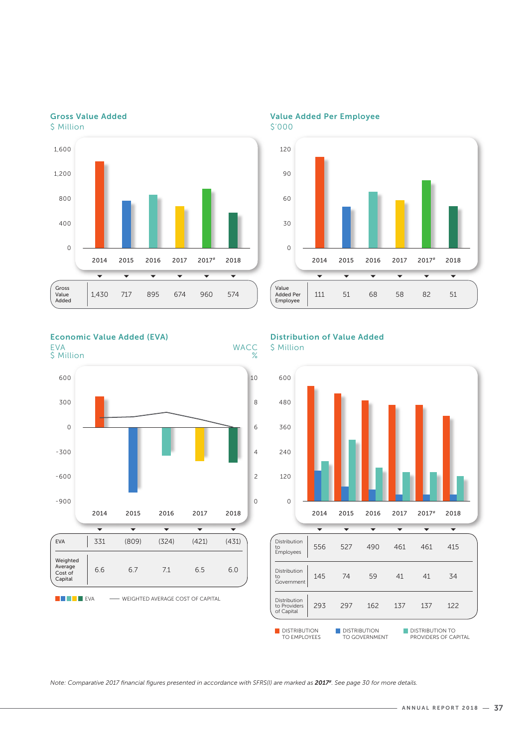## Gross Value Added

$ Million

| | 2014 | 2015 | 2016 | 2017 | 2017# | 2018 |
|---|---|---|---|---|---|---|
| Gross Value Added | 1,430 | 717 | 895 | 674 | 960 | 574 |

## Value Added Per Employee

$'000

| | 2014 | 2015 | 2016 | 2017 | 2017# | 2018 |
|---|---|---|---|---|---|---|
| Value Added Per Employee | 111 | 51 | 68 | 58 | 82 | 51 |

## Economic Value Added (EVA)

EVA $ Million; WACC %

| | 2014 | 2015 | 2016 | 2017 | 2018 |
|---|---|---|---|---|---|
| EVA | 331 | (809) | (324) | (421) | (431) |
| Weighted Average Cost of Capital | 6.6 | 6.7 | 7.1 | 6.5 | 6.0 |

EVA — WEIGHTED AVERAGE COST OF CAPITAL

## Distribution of Value Added

$ Million

| | 2014 | 2015 | 2016 | 2017 | 2017# | 2018 |
|---|---|---|---|---|---|---|
| Distribution to Employees | 556 | 527 | 490 | 461 | 461 | 415 |
| Distribution to Government | 145 | 74 | 59 | 41 | 41 | 34 |
| Distribution to Providers of Capital | 293 | 297 | 162 | 137 | 137 | 122 |

DISTRIBUTION TO EMPLOYEES — DISTRIBUTION TO GOVERNMENT — DISTRIBUTION TO PROVIDERS OF CAPITAL

*Note: Comparative 2017 financial figures presented in accordance with SFRS(I) are marked as* ***2017#****. See page 30 for more details.*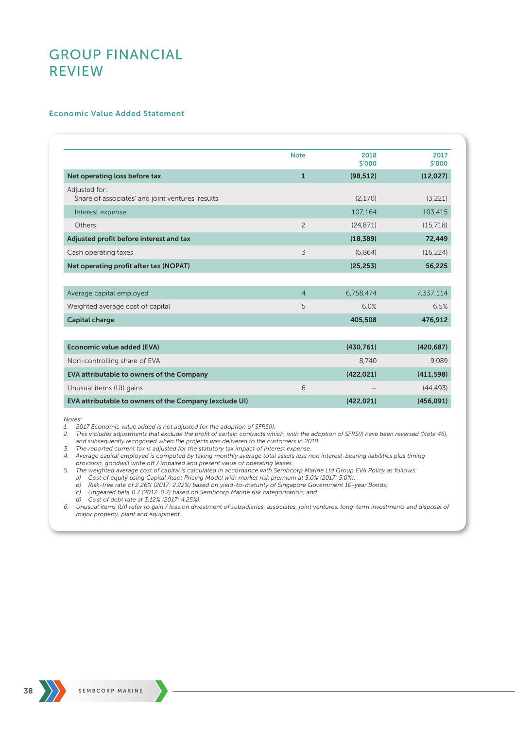# GROUP FINANCIAL REVIEW

## Economic Value Added Statement

| | Note | 2018 $'000 | 2017 $'000 |
|---|---|---|---|
| **Net operating loss before tax** | **1** | **(98,512)** | **(12,027)** |
| Adjusted for: Share of associates' and joint ventures' results | | (2,170) | (3,221) |
| Interest expense | | 107,164 | 103,415 |
| Others | 2 | (24,871) | (15,718) |
| **Adjusted profit before interest and tax** | | **(18,389)** | **72,449** |
| Cash operating taxes | 3 | (6,864) | (16,224) |
| **Net operating profit after tax (NOPAT)** | | **(25,253)** | **56,225** |
| | | | |
| Average capital employed | 4 | 6,758,474 | 7,337,114 |
| Weighted average cost of capital | 5 | 6.0% | 6.5% |
| **Capital charge** | | **405,508** | **476,912** |
| | | | |
| **Economic value added (EVA)** | | **(430,761)** | **(420,687)** |
| Non-controlling share of EVA | | 8,740 | 9,089 |
| **EVA attributable to owners of the Company** | | **(422,021)** | **(411,598)** |
| Unusual items (UI) gains | 6 | – | (44,493) |
| **EVA attributable to owners of the Company (exclude UI)** | | **(422,021)** | **(456,091)** |

*Notes:*

1. *2017 Economic value added is not adjusted for the adoption of SFRS(I).*
2. *This includes adjustments that exclude the profit of certain contracts which, with the adoption of SFRS(I) have been reversed (Note 46), and subsequently recognised when the projects was delivered to the customers in 2018.*
3. *The reported current tax is adjusted for the statutory tax impact of interest expense.*
4. *Average capital employed is computed by taking monthly average total assets less non interest-bearing liabilities plus timing provision, goodwill write off / impaired and present value of operating leases.*
5. *The weighted average cost of capital is calculated in accordance with Sembcorp Marine Ltd Group EVA Policy as follows:*
   a) *Cost of equity using Capital Asset Pricing Model with market risk premium at 5.0% (2017: 5.0%);*
   b) *Risk-free rate of 2.26% (2017: 2.22%) based on yield-to-maturity of Singapore Government 10-year Bonds;*
   c) *Ungeared beta 0.7 (2017: 0.7) based on Sembcorp Marine risk categorisation; and*
   d) *Cost of debt rate at 3.12% (2017: 4.25%).*
6. *Unusual items (UI) refer to gain / loss on divestment of subsidiaries, associates, joint ventures, long-term investments and disposal of major property, plant and equipment.*